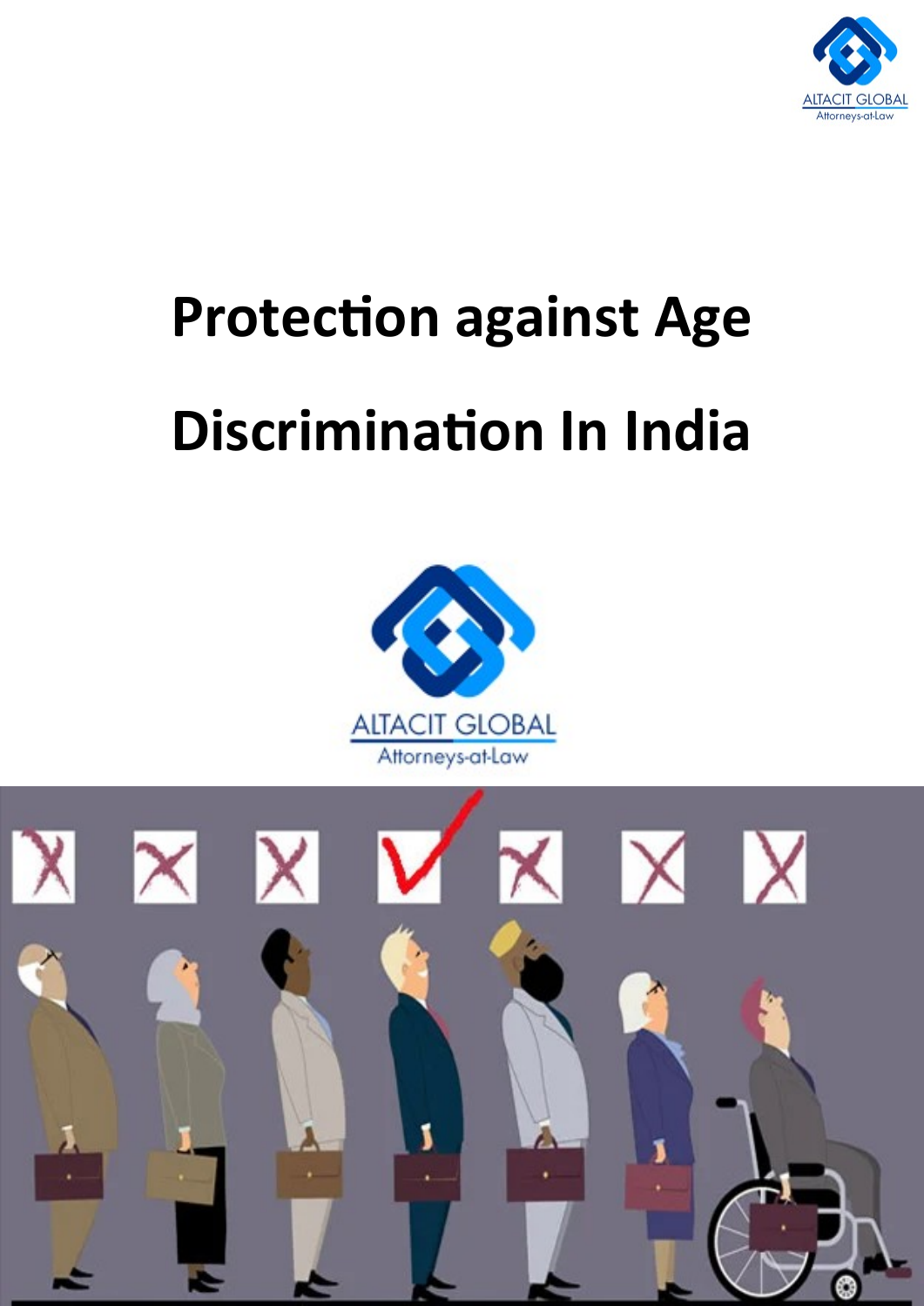# Protection against Age Discrimination In India

ALTACIT GLOBAL

Attorneys-at-Law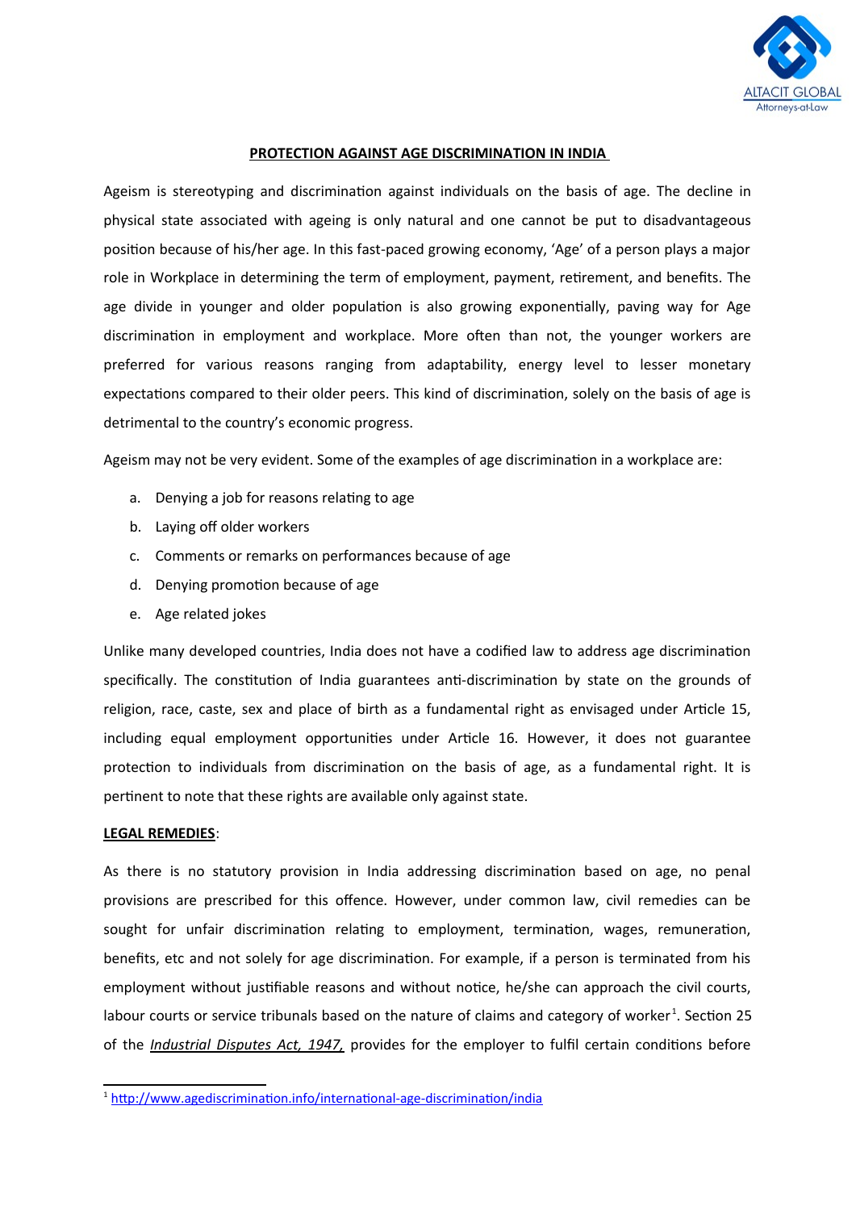**PROTECTION AGAINST AGE DISCRIMINATION IN INDIA**

Ageism is stereotyping and discrimination against individuals on the basis of age. The decline in physical state associated with ageing is only natural and one cannot be put to disadvantageous position because of his/her age. In this fast-paced growing economy, 'Age' of a person plays a major role in Workplace in determining the term of employment, payment, retirement, and benefits. The age divide in younger and older population is also growing exponentially, paving way for Age discrimination in employment and workplace. More often than not, the younger workers are preferred for various reasons ranging from adaptability, energy level to lesser monetary expectations compared to their older peers. This kind of discrimination, solely on the basis of age is detrimental to the country's economic progress.

Ageism may not be very evident. Some of the examples of age discrimination in a workplace are:

a. Denying a job for reasons relating to age
b. Laying off older workers
c. Comments or remarks on performances because of age
d. Denying promotion because of age
e. Age related jokes

Unlike many developed countries, India does not have a codified law to address age discrimination specifically. The constitution of India guarantees anti-discrimination by state on the grounds of religion, race, caste, sex and place of birth as a fundamental right as envisaged under Article 15, including equal employment opportunities under Article 16. However, it does not guarantee protection to individuals from discrimination on the basis of age, as a fundamental right. It is pertinent to note that these rights are available only against state.

**LEGAL REMEDIES**:

As there is no statutory provision in India addressing discrimination based on age, no penal provisions are prescribed for this offence. However, under common law, civil remedies can be sought for unfair discrimination relating to employment, termination, wages, remuneration, benefits, etc and not solely for age discrimination. For example, if a person is terminated from his employment without justifiable reasons and without notice, he/she can approach the civil courts, labour courts or service tribunals based on the nature of claims and category of worker[1]. Section 25 of the *Industrial Disputes Act, 1947,* provides for the employer to fulfil certain conditions before

[1] http://www.agediscrimination.info/international-age-discrimination/india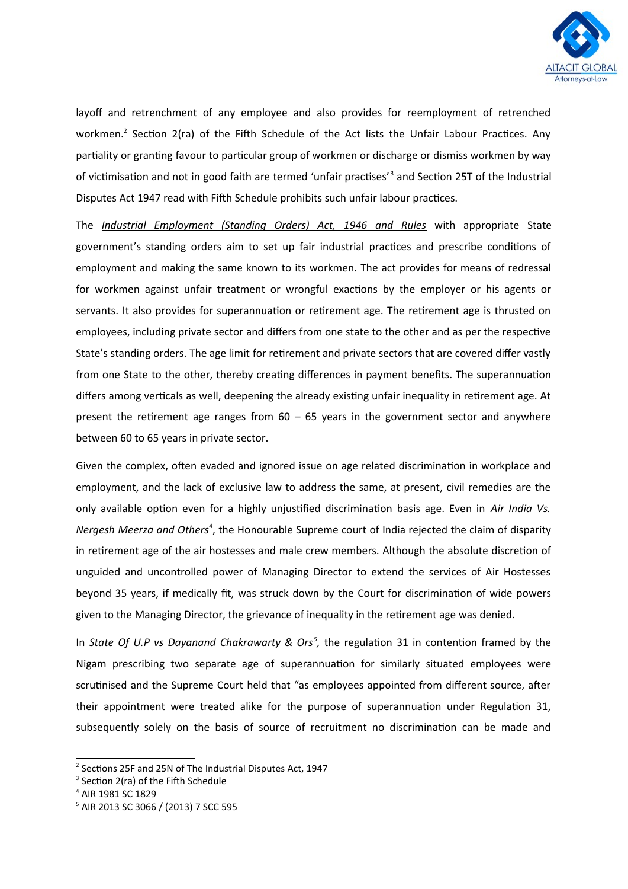layoff and retrenchment of any employee and also provides for reemployment of retrenched workmen.[2] Section 2(ra) of the Fifth Schedule of the Act lists the Unfair Labour Practices. Any partiality or granting favour to particular group of workmen or discharge or dismiss workmen by way of victimisation and not in good faith are termed 'unfair practises'[3] and Section 25T of the Industrial Disputes Act 1947 read with Fifth Schedule prohibits such unfair labour practices.

The *Industrial Employment (Standing Orders) Act, 1946 and Rules* with appropriate State government's standing orders aim to set up fair industrial practices and prescribe conditions of employment and making the same known to its workmen. The act provides for means of redressal for workmen against unfair treatment or wrongful exactions by the employer or his agents or servants. It also provides for superannuation or retirement age. The retirement age is thrusted on employees, including private sector and differs from one state to the other and as per the respective State's standing orders. The age limit for retirement and private sectors that are covered differ vastly from one State to the other, thereby creating differences in payment benefits. The superannuation differs among verticals as well, deepening the already existing unfair inequality in retirement age. At present the retirement age ranges from 60 – 65 years in the government sector and anywhere between 60 to 65 years in private sector.

Given the complex, often evaded and ignored issue on age related discrimination in workplace and employment, and the lack of exclusive law to address the same, at present, civil remedies are the only available option even for a highly unjustified discrimination basis age. Even in *Air India Vs. Nergesh Meerza and Others*[4], the Honourable Supreme court of India rejected the claim of disparity in retirement age of the air hostesses and male crew members. Although the absolute discretion of unguided and uncontrolled power of Managing Director to extend the services of Air Hostesses beyond 35 years, if medically fit, was struck down by the Court for discrimination of wide powers given to the Managing Director, the grievance of inequality in the retirement age was denied.

In *State Of U.P vs Dayanand Chakrawarty & Ors*[5], the regulation 31 in contention framed by the Nigam prescribing two separate age of superannuation for similarly situated employees were scrutinised and the Supreme Court held that "as employees appointed from different source, after their appointment were treated alike for the purpose of superannuation under Regulation 31, subsequently solely on the basis of source of recruitment no discrimination can be made and

---

[2] Sections 25F and 25N of The Industrial Disputes Act, 1947

[3] Section 2(ra) of the Fifth Schedule

[4] AIR 1981 SC 1829

[5] AIR 2013 SC 3066 / (2013) 7 SCC 595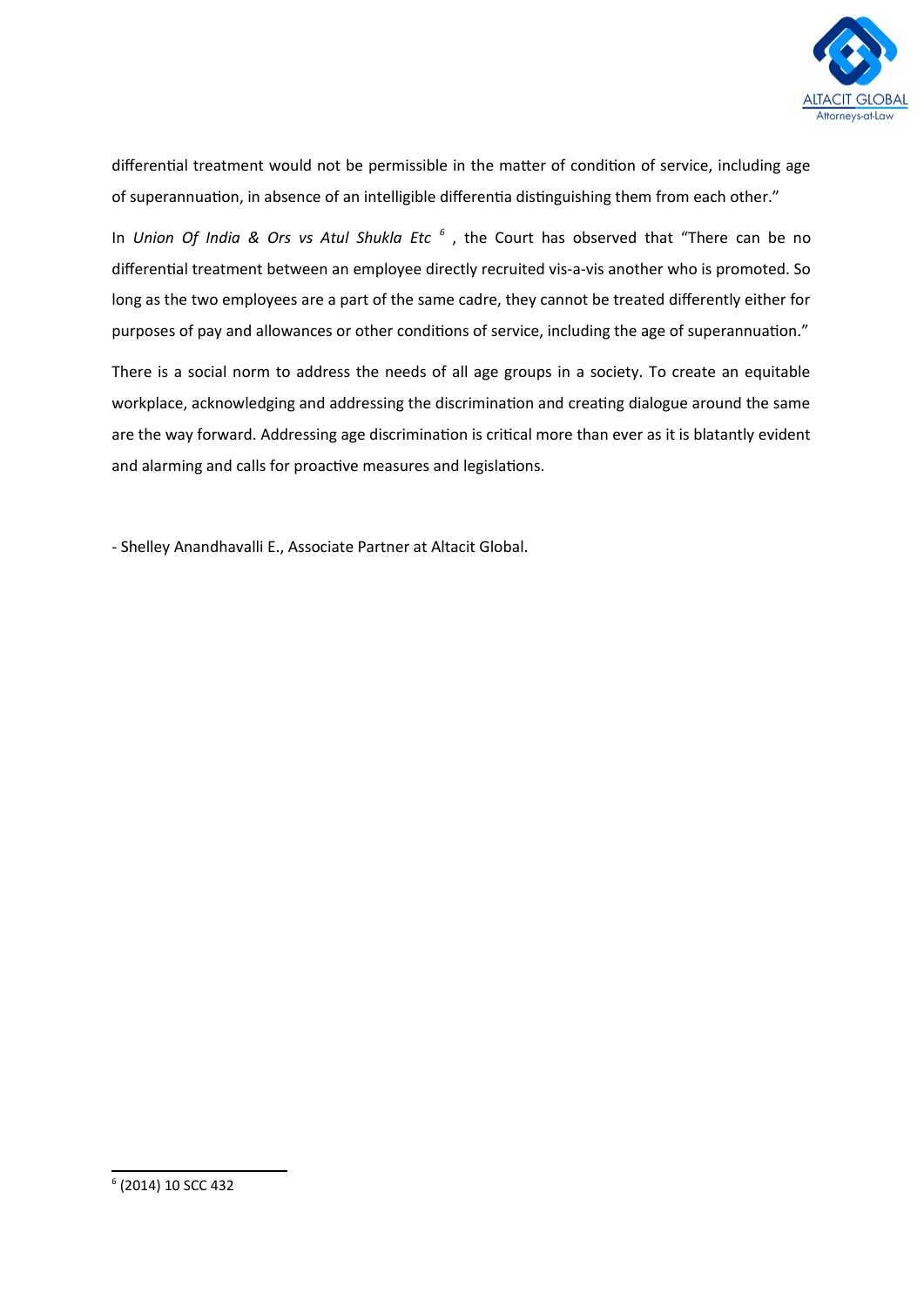differential treatment would not be permissible in the matter of condition of service, including age of superannuation, in absence of an intelligible differentia distinguishing them from each other."

In *Union Of India & Ors vs Atul Shukla Etc* [6] , the Court has observed that "There can be no differential treatment between an employee directly recruited vis-a-vis another who is promoted. So long as the two employees are a part of the same cadre, they cannot be treated differently either for purposes of pay and allowances or other conditions of service, including the age of superannuation."

There is a social norm to address the needs of all age groups in a society. To create an equitable workplace, acknowledging and addressing the discrimination and creating dialogue around the same are the way forward. Addressing age discrimination is critical more than ever as it is blatantly evident and alarming and calls for proactive measures and legislations.

- Shelley Anandhavalli E., Associate Partner at Altacit Global.

---

[6] (2014) 10 SCC 432